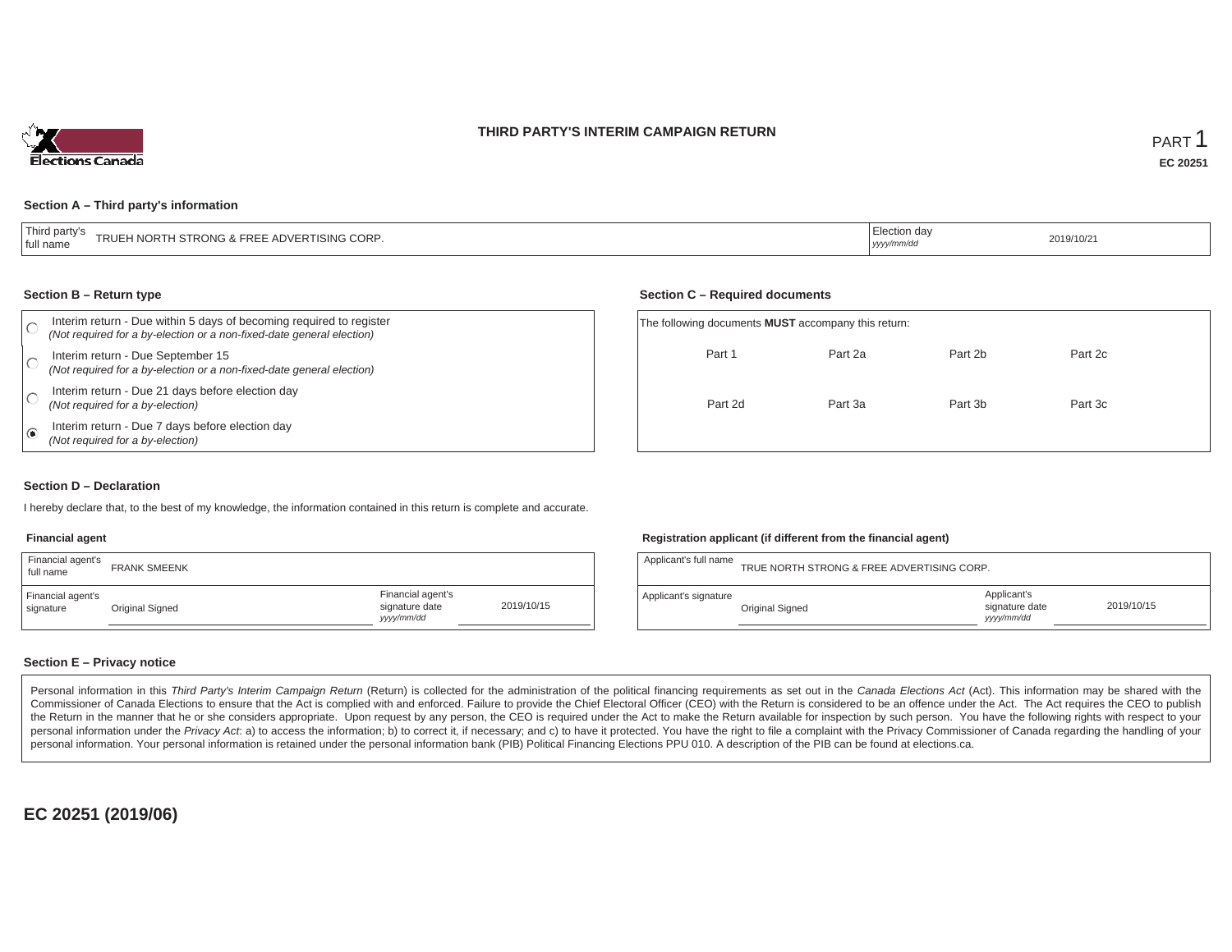# THIRD PARTY'S INTERIM CAMPAIGN RETURN

PART 1

**EC 20251**

### Section A – Third party's information

| Third party's full name | TRUEH NORTH STRONG & FREE ADVERTISING CORP. | Election day *yyyy/mm/dd* | 2019/10/21 |
|---|---|---|---|

### Section B – Return type

- ○ Interim return - Due within 5 days of becoming required to register *(Not required for a by-election or a non-fixed-date general election)*
- ○ Interim return - Due September 15 *(Not required for a by-election or a non-fixed-date general election)*
- ○ Interim return - Due 21 days before election day *(Not required for a by-election)*
- ◉ Interim return - Due 7 days before election day *(Not required for a by-election)*

### Section C – Required documents

The following documents **MUST** accompany this return:

| | | | |
|---|---|---|---|
| Part 1 | Part 2a | Part 2b | Part 2c |
| Part 2d | Part 3a | Part 3b | Part 3c |

### Section D – Declaration

I hereby declare that, to the best of my knowledge, the information contained in this return is complete and accurate.

**Financial agent**

| Financial agent's full name | FRANK SMEENK | | |
|---|---|---|---|
| Financial agent's signature | Original Signed | Financial agent's signature date *yyyy/mm/dd* | 2019/10/15 |

**Registration applicant (if different from the financial agent)**

| Applicant's full name | TRUE NORTH STRONG & FREE ADVERTISING CORP. | | |
|---|---|---|---|
| Applicant's signature | Original Signed | Applicant's signature date *yyyy/mm/dd* | 2019/10/15 |

### Section E – Privacy notice

Personal information in this *Third Party's Interim Campaign Return* (Return) is collected for the administration of the political financing requirements as set out in the *Canada Elections Act* (Act). This information may be shared with the Commissioner of Canada Elections to ensure that the Act is complied with and enforced. Failure to provide the Chief Electoral Officer (CEO) with the Return is considered to be an offence under the Act. The Act requires the CEO to publish the Return in the manner that he or she considers appropriate. Upon request by any person, the CEO is required under the Act to make the Return available for inspection by such person. You have the following rights with respect to your personal information under the *Privacy Act*: a) to access the information; b) to correct it, if necessary; and c) to have it protected. You have the right to file a complaint with the Privacy Commissioner of Canada regarding the handling of your personal information. Your personal information is retained under the personal information bank (PIB) Political Financing Elections PPU 010. A description of the PIB can be found at elections.ca.

**EC 20251 (2019/06)**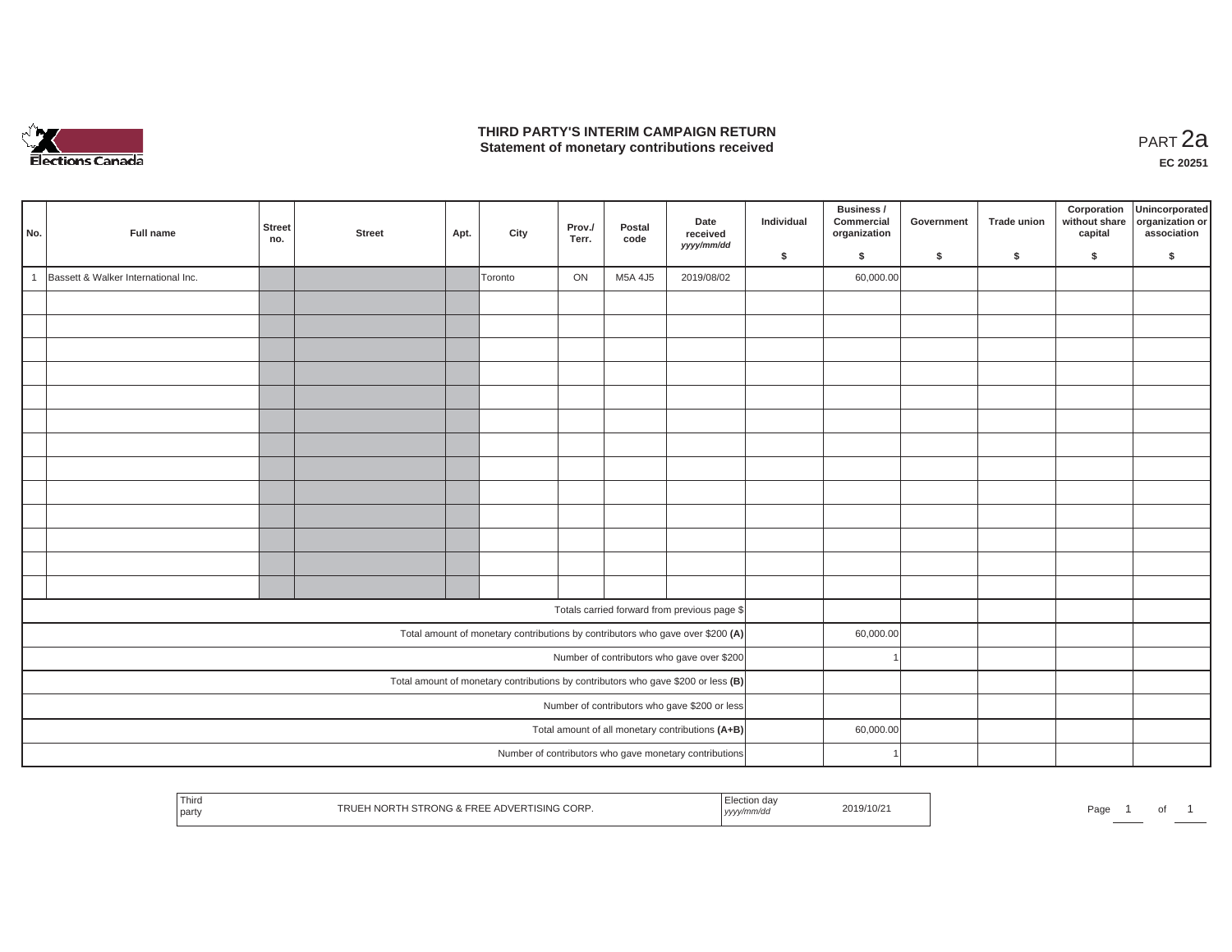# THIRD PARTY'S INTERIM CAMPAIGN RETURN
## Statement of monetary contributions received

PART 2a

EC 20251

| No. | Full name | Street no. | Street | Apt. | City | Prov./ Terr. | Postal code | Date received yyyy/mm/dd | Individual $ | Business / Commercial organization $ | Government $ | Trade union $ | Corporation without share capital $ | Unincorporated organization or association $ |
|---|---|---|---|---|---|---|---|---|---|---|---|---|---|---|
| 1 | Bassett & Walker International Inc. | | | | Toronto | ON | M5A 4J5 | 2019/08/02 | | 60,000.00 | | | | |
| | | | | | | | | | | | | | | |
| | | | | | | | | | | | | | | |
| | | | | | | | | | | | | | | |
| | | | | | | | | | | | | | | |
| | | | | | | | | | | | | | | |
| | | | | | | | | | | | | | | |
| | | | | | | | | | | | | | | |
| | | | | | | | | | | | | | | |
| | | | | | | | | | | | | | | |
| | | | | | | | | | | | | | | |
| | | | | | | | | | | | | | | |
| | | | | | | | | | | | | | | |
| | | | | | | | | | | | | | | |
| Totals carried forward from previous page $ | | | | | | | | | | | | | | |
| Total amount of monetary contributions by contributors who gave over $200 (A) | | | | | | | | | | 60,000.00 | | | | |
| Number of contributors who gave over $200 | | | | | | | | | | 1 | | | | |
| Total amount of monetary contributions by contributors who gave $200 or less (B) | | | | | | | | | | | | | | |
| Number of contributors who gave $200 or less | | | | | | | | | | | | | | |
| Total amount of all monetary contributions (A+B) | | | | | | | | | | 60,000.00 | | | | |
| Number of contributors who gave monetary contributions | | | | | | | | | | 1 | | | | |

| Third party | TRUEH NORTH STRONG & FREE ADVERTISING CORP. | Election day yyyy/mm/dd | 2019/10/21 |
|---|---|---|---|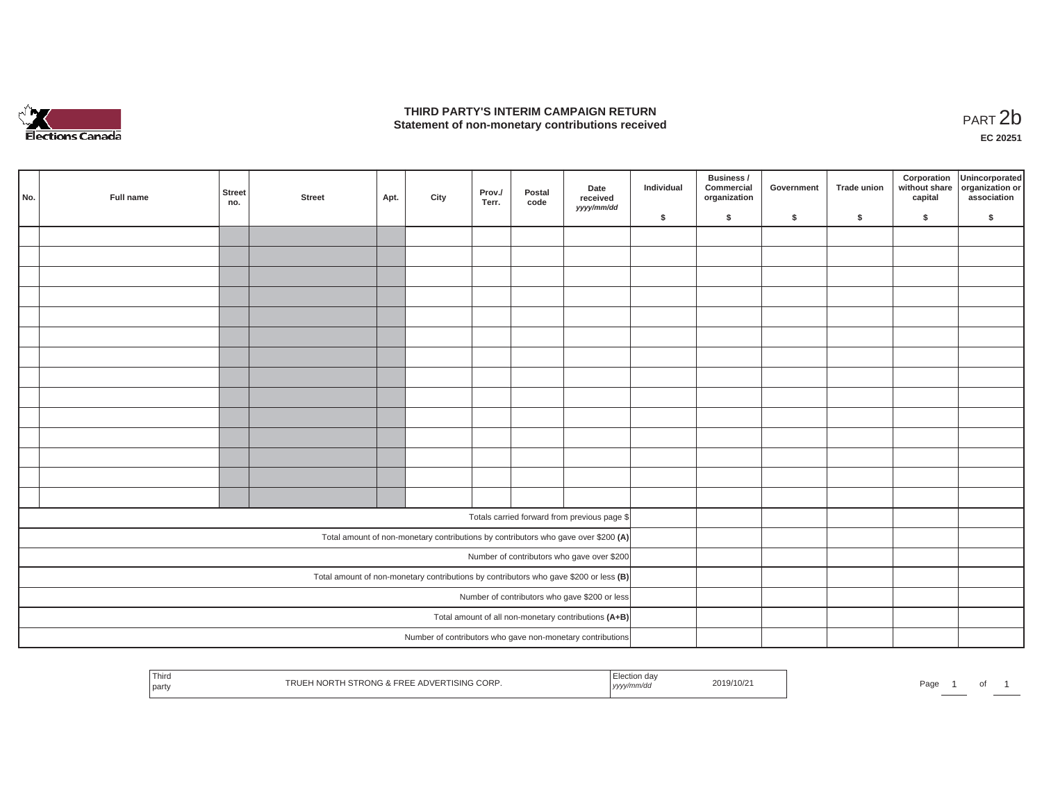# THIRD PARTY'S INTERIM CAMPAIGN RETURN
## Statement of non-monetary contributions received

PART 2b

EC 20251

| No. | Full name | Street no. | Street | Apt. | City | Prov./ Terr. | Postal code | Date received *yyyy/mm/dd* | Individual $ | Business / Commercial organization $ | Government $ | Trade union $ | Corporation without share capital $ | Unincorporated organization or association $ |
|---|---|---|---|---|---|---|---|---|---|---|---|---|---|---|
| | | | | | | | | | | | | | | |
| | | | | | | | | | | | | | | |
| | | | | | | | | | | | | | | |
| | | | | | | | | | | | | | | |
| | | | | | | | | | | | | | | |
| | | | | | | | | | | | | | | |
| | | | | | | | | | | | | | | |
| | | | | | | | | | | | | | | |
| | | | | | | | | | | | | | | |
| | | | | | | | | | | | | | | |
| | | | | | | | | | | | | | | |
| | | | | | | | | | | | | | | |
| | | | | | | | | | | | | | | |
| | | | | | | | | | | | | | | |
| Totals carried forward from previous page $ | | | | | | | | | | | | | | |
| Total amount of non-monetary contributions by contributors who gave over $200 **(A)** | | | | | | | | | | | | | | |
| Number of contributors who gave over $200 | | | | | | | | | | | | | | |
| Total amount of non-monetary contributions by contributors who gave $200 or less **(B)** | | | | | | | | | | | | | | |
| Number of contributors who gave $200 or less | | | | | | | | | | | | | | |
| Total amount of all non-monetary contributions **(A+B)** | | | | | | | | | | | | | | |
| Number of contributors who gave non-monetary contributions | | | | | | | | | | | | | | |

| Third party | TRUEH NORTH STRONG & FREE ADVERTISING CORP. | Election day *yyyy/mm/dd* | 2019/10/21 |
|---|---|---|---|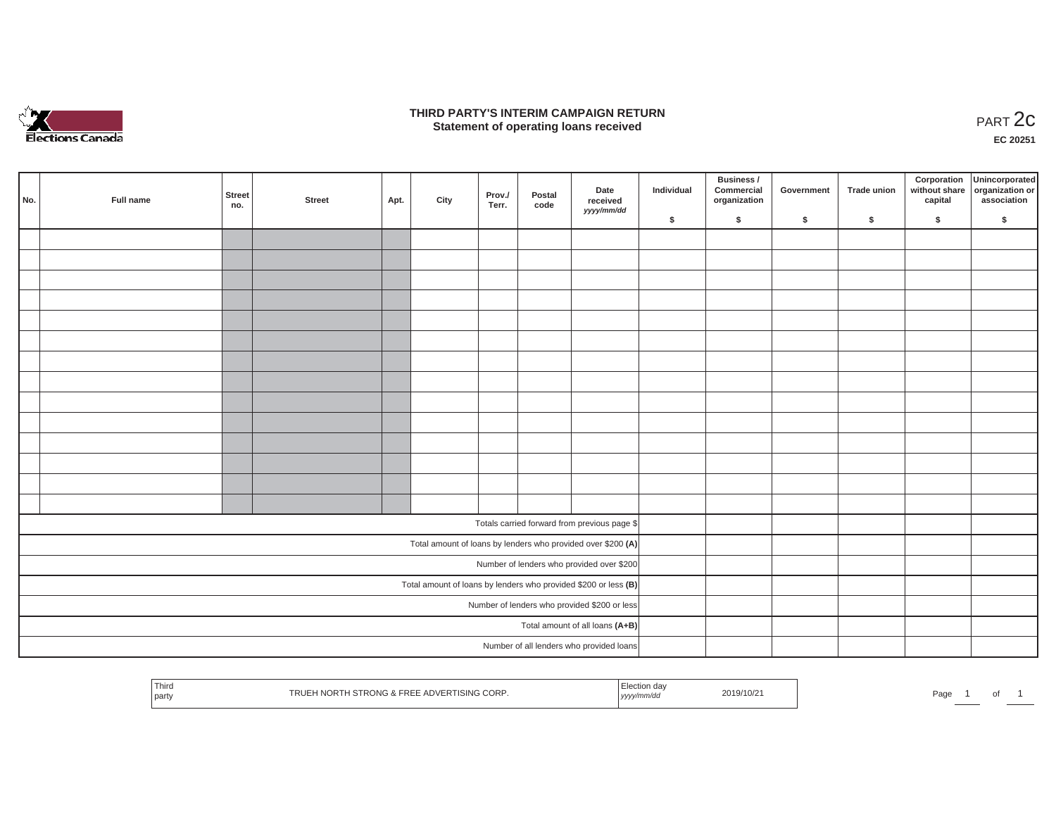Elections Canada

# THIRD PARTY'S INTERIM CAMPAIGN RETURN
## Statement of operating loans received

PART 2c

**EC 20251**

| No. | Full name | Street no. | Street | Apt. | City | Prov./ Terr. | Postal code | Date received *yyyy/mm/dd* | Individual $ | Business / Commercial organization $ | Government $ | Trade union $ | Corporation without share capital $ | Unincorporated organization or association $ |
|---|---|---|---|---|---|---|---|---|---|---|---|---|---|---|
| | | | | | | | | | | | | | | |
| | | | | | | | | | | | | | | |
| | | | | | | | | | | | | | | |
| | | | | | | | | | | | | | | |
| | | | | | | | | | | | | | | |
| | | | | | | | | | | | | | | |
| | | | | | | | | | | | | | | |
| | | | | | | | | | | | | | | |
| | | | | | | | | | | | | | | |
| | | | | | | | | | | | | | | |
| | | | | | | | | | | | | | | |
| | | | | | | | | | | | | | | |
| | | | | | | | | | | | | | | |
| | | | | | | | | | | | | | | |
| Totals carried forward from previous page $ | | | | | | | | | | | | | | |
| Total amount of loans by lenders who provided over $200 **(A)** | | | | | | | | | | | | | | |
| Number of lenders who provided over $200 | | | | | | | | | | | | | | |
| Total amount of loans by lenders who provided $200 or less **(B)** | | | | | | | | | | | | | | |
| Number of lenders who provided $200 or less | | | | | | | | | | | | | | |
| Total amount of all loans **(A+B)** | | | | | | | | | | | | | | |
| Number of all lenders who provided loans | | | | | | | | | | | | | | |

| Third party | TRUEH NORTH STRONG & FREE ADVERTISING CORP. | Election day *yyyy/mm/dd* | 2019/10/21 |
|---|---|---|---|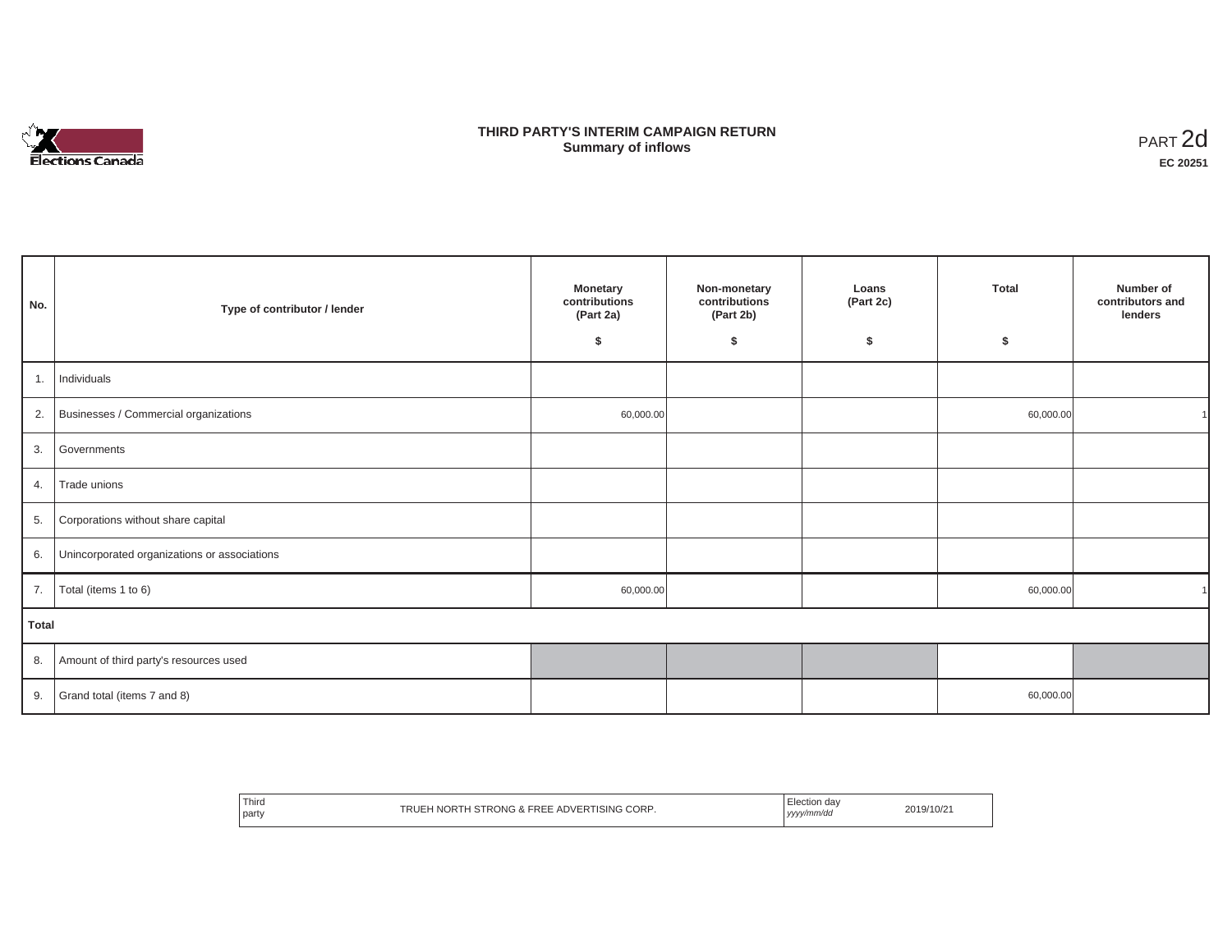# THIRD PARTY'S INTERIM CAMPAIGN RETURN
## Summary of inflows

PART 2d

**EC 20251**

| No. | Type of contributor / lender | Monetary contributions (Part 2a) $ | Non-monetary contributions (Part 2b) $ | Loans (Part 2c) $ | Total $ | Number of contributors and lenders |
|---|---|---|---|---|---|---|
| 1. | Individuals | | | | | |
| 2. | Businesses / Commercial organizations | 60,000.00 | | | 60,000.00 | 1 |
| 3. | Governments | | | | | |
| 4. | Trade unions | | | | | |
| 5. | Corporations without share capital | | | | | |
| 6. | Unincorporated organizations or associations | | | | | |
| 7. | Total (items 1 to 6) | 60,000.00 | | | 60,000.00 | 1 |
| **Total** | | | | | | |
| 8. | Amount of third party's resources used | | | | | |
| 9. | Grand total (items 7 and 8) | | | | 60,000.00 | |

| Third party | TRUEH NORTH STRONG & FREE ADVERTISING CORP. | Election day *yyyy/mm/dd* | 2019/10/21 |
|---|---|---|---|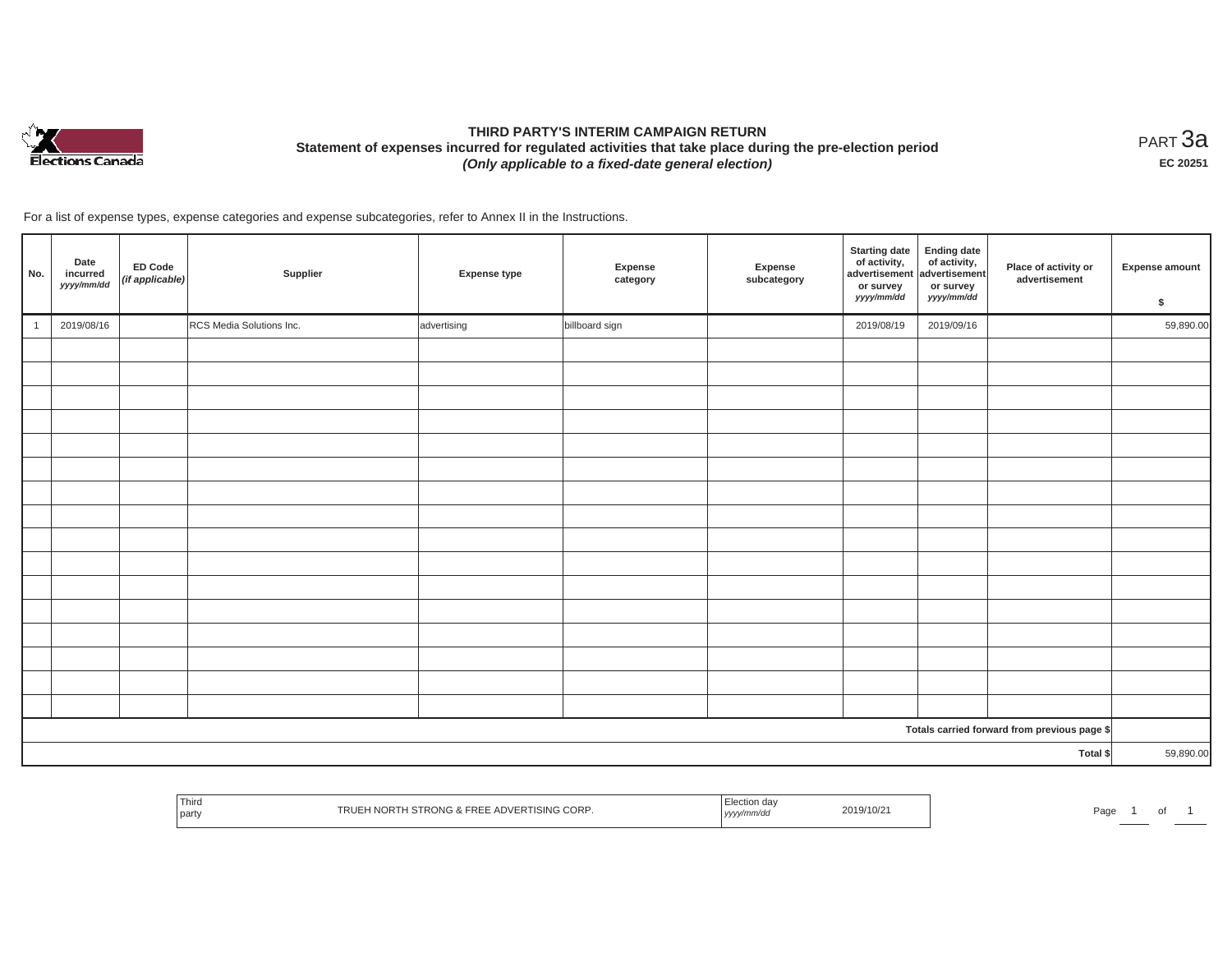# THIRD PARTY'S INTERIM CAMPAIGN RETURN

## Statement of expenses incurred for regulated activities that take place during the pre-election period

***(Only applicable to a fixed-date general election)***

PART 3a

**EC 20251**

For a list of expense types, expense categories and expense subcategories, refer to Annex II in the Instructions.

| No. | Date incurred *yyyy/mm/dd* | ED Code *(if applicable)* | Supplier | Expense type | Expense category | Expense subcategory | Starting date of activity, advertisement or survey *yyyy/mm/dd* | Ending date of activity, advertisement or survey *yyyy/mm/dd* | Place of activity or advertisement | Expense amount $ |
|---|---|---|---|---|---|---|---|---|---|---|
| 1 | 2019/08/16 | | RCS Media Solutions Inc. | advertising | billboard sign | | 2019/08/19 | 2019/09/16 | | 59,890.00 |
| | | | | | | | | | | |
| | | | | | | | | | | |
| | | | | | | | | | | |
| | | | | | | | | | | |
| | | | | | | | | | | |
| | | | | | | | | | | |
| | | | | | | | | | | |
| | | | | | | | | | | |
| | | | | | | | | | | |
| | | | | | | | | | | |
| | | | | | | | | | | |
| | | | | | | | | | | |
| | | | | | | | | | | |
| | | | | | | | | | | |
| | | | | | | | | | | |
| | | | | | | | | | | |
| | | | | | | | | | Totals carried forward from previous page $ | |
| | | | | | | | | | Total $ | 59,890.00 |

| Third party | TRUEH NORTH STRONG & FREE ADVERTISING CORP. | Election day *yyyy/mm/dd* | 2019/10/21 |
|---|---|---|---|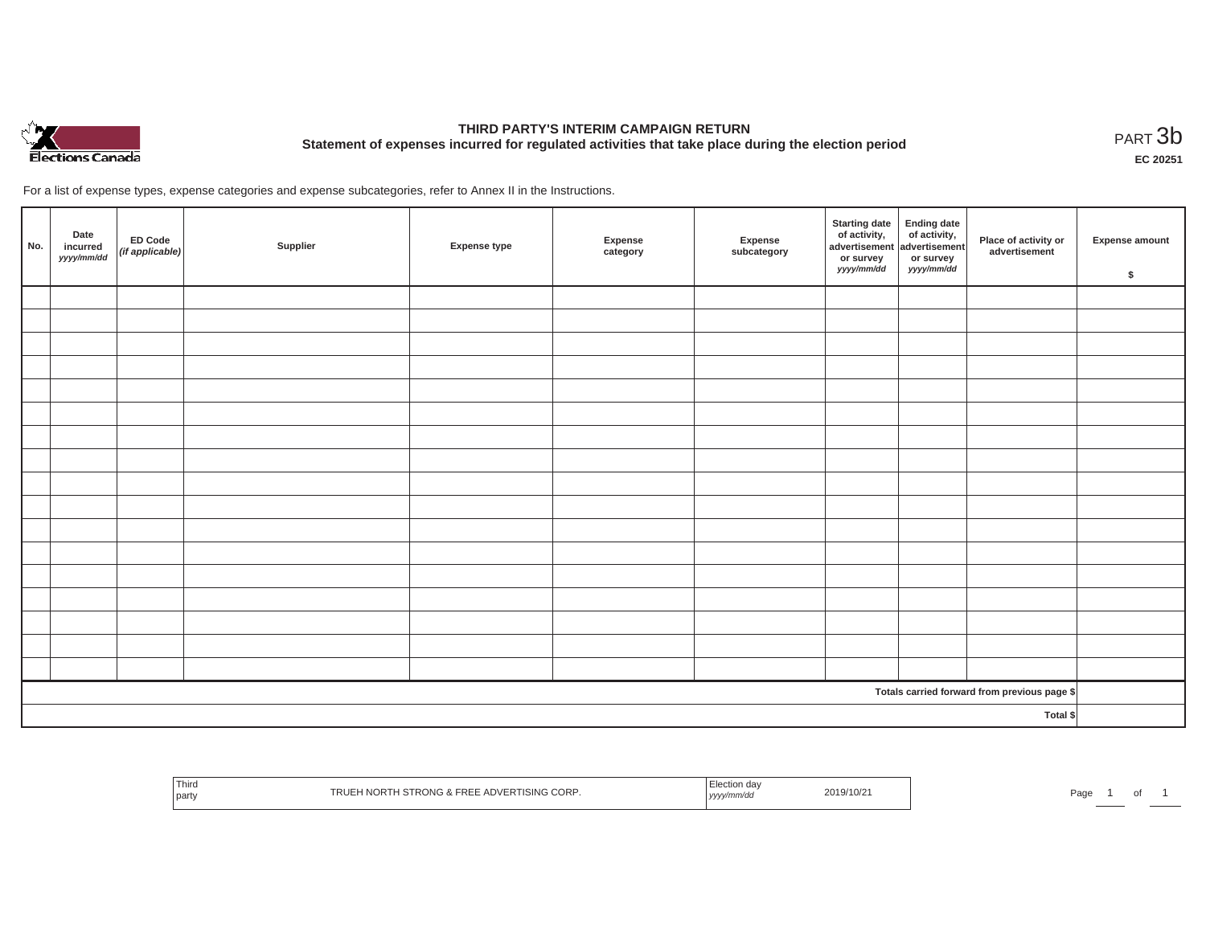# THIRD PARTY'S INTERIM CAMPAIGN RETURN

## Statement of expenses incurred for regulated activities that take place during the election period

PART 3b

**EC 20251**

For a list of expense types, expense categories and expense subcategories, refer to Annex II in the Instructions.

| No. | Date incurred *yyyy/mm/dd* | ED Code *(if applicable)* | Supplier | Expense type | Expense category | Expense subcategory | Starting date of activity, advertisement or survey *yyyy/mm/dd* | Ending date of activity, advertisement or survey *yyyy/mm/dd* | Place of activity or advertisement | Expense amount $ |
|---|---|---|---|---|---|---|---|---|---|---|
| | | | | | | | | | | |
| | | | | | | | | | | |
| | | | | | | | | | | |
| | | | | | | | | | | |
| | | | | | | | | | | |
| | | | | | | | | | | |
| | | | | | | | | | | |
| | | | | | | | | | | |
| | | | | | | | | | | |
| | | | | | | | | | | |
| | | | | | | | | | | |
| | | | | | | | | | | |
| | | | | | | | | | | |
| | | | | | | | | | | |
| | | | | | | | | | | |
| | | | | | | | | | | |
| | | | | | | | | | | |
| Totals carried forward from previous page $ | | | | | | | | | | |
| Total $ | | | | | | | | | | |

| Third party | TRUEH NORTH STRONG & FREE ADVERTISING CORP. | Election day *yyyy/mm/dd* | 2019/10/21 |
|---|---|---|---|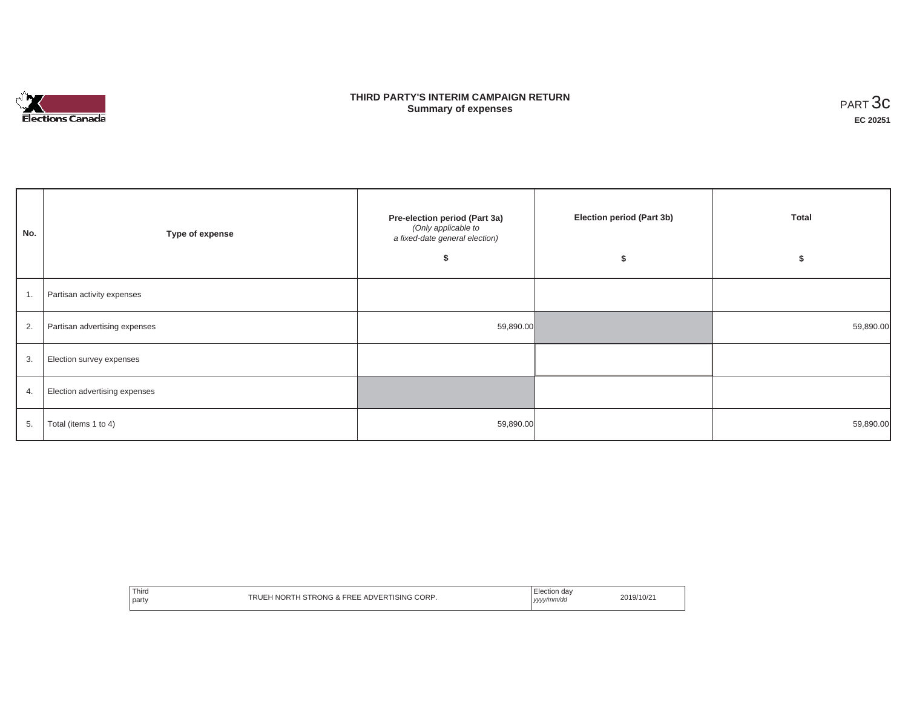# THIRD PARTY'S INTERIM CAMPAIGN RETURN
## Summary of expenses

PART 3c

**EC 20251**

| No. | Type of expense | Pre-election period (Part 3a) *(Only applicable to a fixed-date general election)* $ | Election period (Part 3b) $ | Total $ |
|---|---|---|---|---|
| 1. | Partisan activity expenses | | | |
| 2. | Partisan advertising expenses | 59,890.00 | | 59,890.00 |
| 3. | Election survey expenses | | | |
| 4. | Election advertising expenses | | | |
| 5. | Total (items 1 to 4) | 59,890.00 | | 59,890.00 |

| Third party | TRUEH NORTH STRONG & FREE ADVERTISING CORP. | Election day *yyyy/mm/dd* | 2019/10/21 |
|---|---|---|---|